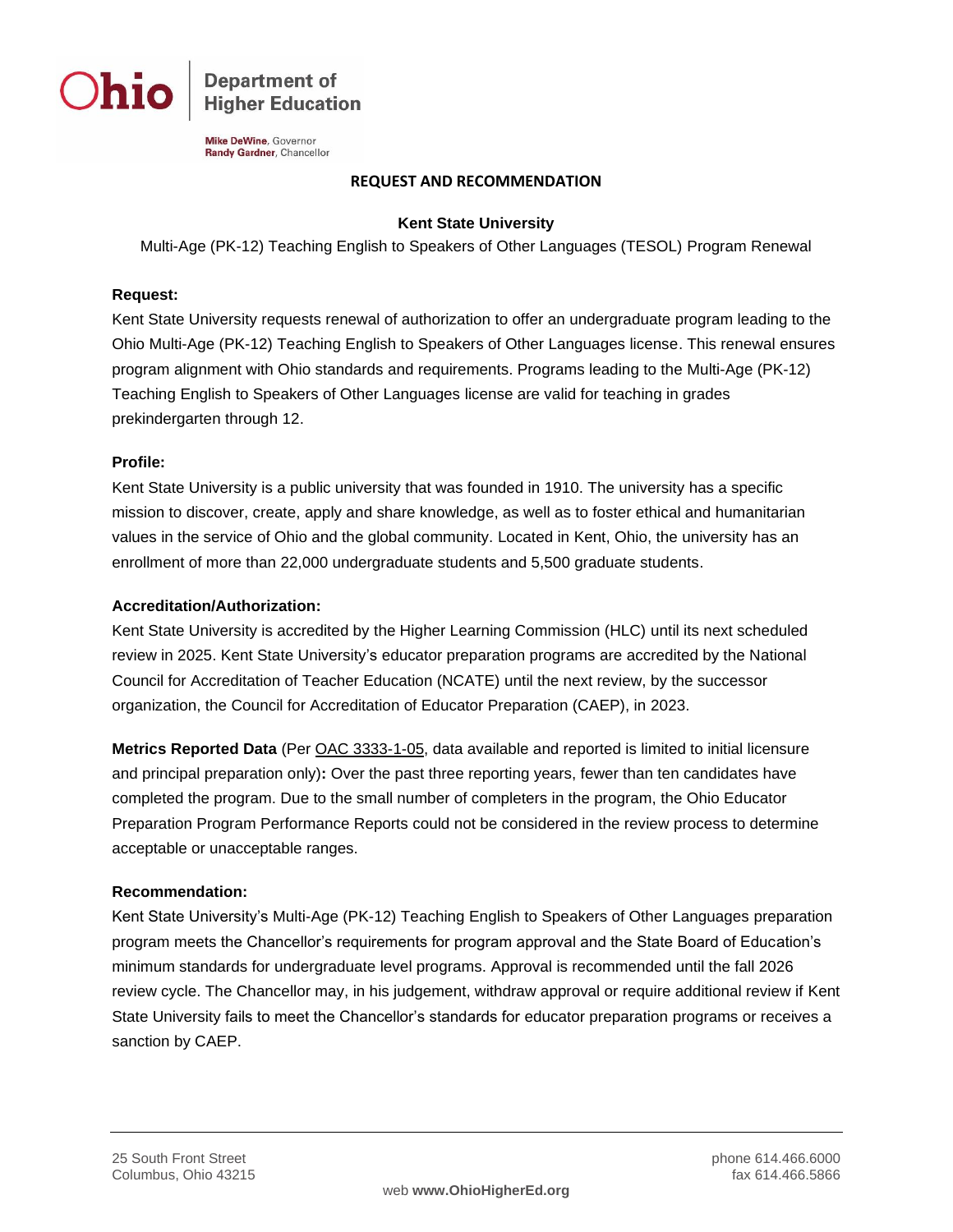Ohio | Department of Higher Education

Mike DeWine, Governor
Randy Gardner, Chancellor

# REQUEST AND RECOMMENDATION

## Kent State University

Multi-Age (PK-12) Teaching English to Speakers of Other Languages (TESOL) Program Renewal

**Request:**

Kent State University requests renewal of authorization to offer an undergraduate program leading to the Ohio Multi-Age (PK-12) Teaching English to Speakers of Other Languages license. This renewal ensures program alignment with Ohio standards and requirements. Programs leading to the Multi-Age (PK-12) Teaching English to Speakers of Other Languages license are valid for teaching in grades prekindergarten through 12.

**Profile:**

Kent State University is a public university that was founded in 1910. The university has a specific mission to discover, create, apply and share knowledge, as well as to foster ethical and humanitarian values in the service of Ohio and the global community. Located in Kent, Ohio, the university has an enrollment of more than 22,000 undergraduate students and 5,500 graduate students.

**Accreditation/Authorization:**

Kent State University is accredited by the Higher Learning Commission (HLC) until its next scheduled review in 2025. Kent State University's educator preparation programs are accredited by the National Council for Accreditation of Teacher Education (NCATE) until the next review, by the successor organization, the Council for Accreditation of Educator Preparation (CAEP), in 2023.

**Metrics Reported Data** (Per OAC 3333-1-05, data available and reported is limited to initial licensure and principal preparation only)**:** Over the past three reporting years, fewer than ten candidates have completed the program. Due to the small number of completers in the program, the Ohio Educator Preparation Program Performance Reports could not be considered in the review process to determine acceptable or unacceptable ranges.

**Recommendation:**

Kent State University's Multi-Age (PK-12) Teaching English to Speakers of Other Languages preparation program meets the Chancellor's requirements for program approval and the State Board of Education's minimum standards for undergraduate level programs. Approval is recommended until the fall 2026 review cycle. The Chancellor may, in his judgement, withdraw approval or require additional review if Kent State University fails to meet the Chancellor's standards for educator preparation programs or receives a sanction by CAEP.

25 South Front Street
Columbus, Ohio 43215

phone 614.466.6000
fax 614.466.5866

web **www.OhioHigherEd.org**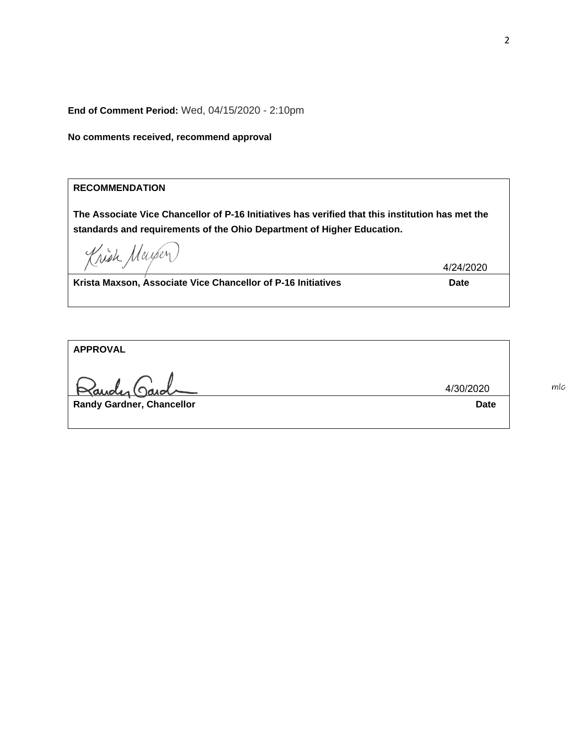**End of Comment Period:** Wed, 04/15/2020 - 2:10pm

**No comments received, recommend approval**

**RECOMMENDATION**

**The Associate Vice Chancellor of P-16 Initiatives has verified that this institution has met the standards and requirements of the Ohio Department of Higher Education.**

4/24/2020

**Krista Maxson, Associate Vice Chancellor of P-16 Initiatives** **Date**

**APPROVAL**

4/30/2020

**Randy Gardner, Chancellor** **Date**

mlc